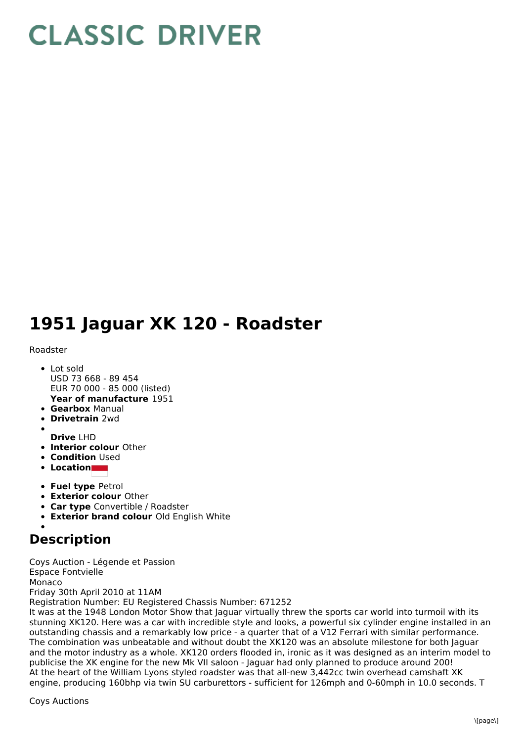# CLASSIC DRIVER

# 1951 Jaguar XK 120 - Roadster

Roadster

- Lot sold
  USD 73 668 - 89 454
  EUR 70 000 - 85 000 (listed)
  **Year of manufacture** 1951
- **Gearbox** Manual
- **Drivetrain** 2wd
- 
  **Drive** LHD
- **Interior colour** Other
- **Condition** Used
- **Location**
- **Fuel type** Petrol
- **Exterior colour** Other
- **Car type** Convertible / Roadster
- **Exterior brand colour** Old English White
- 

## Description

Coys Auction - Légende et Passion
Espace Fontvielle
Monaco
Friday 30th April 2010 at 11AM
Registration Number: EU Registered Chassis Number: 671252
It was at the 1948 London Motor Show that Jaguar virtually threw the sports car world into turmoil with its stunning XK120. Here was a car with incredible style and looks, a powerful six cylinder engine installed in an outstanding chassis and a remarkably low price - a quarter that of a V12 Ferrari with similar performance. The combination was unbeatable and without doubt the XK120 was an absolute milestone for both Jaguar and the motor industry as a whole. XK120 orders flooded in, ironic as it was designed as an interim model to publicise the XK engine for the new Mk VII saloon - Jaguar had only planned to produce around 200!
At the heart of the William Lyons styled roadster was that all-new 3,442cc twin overhead camshaft XK engine, producing 160bhp via twin SU carburettors - sufficient for 126mph and 0-60mph in 10.0 seconds. T

Coys Auctions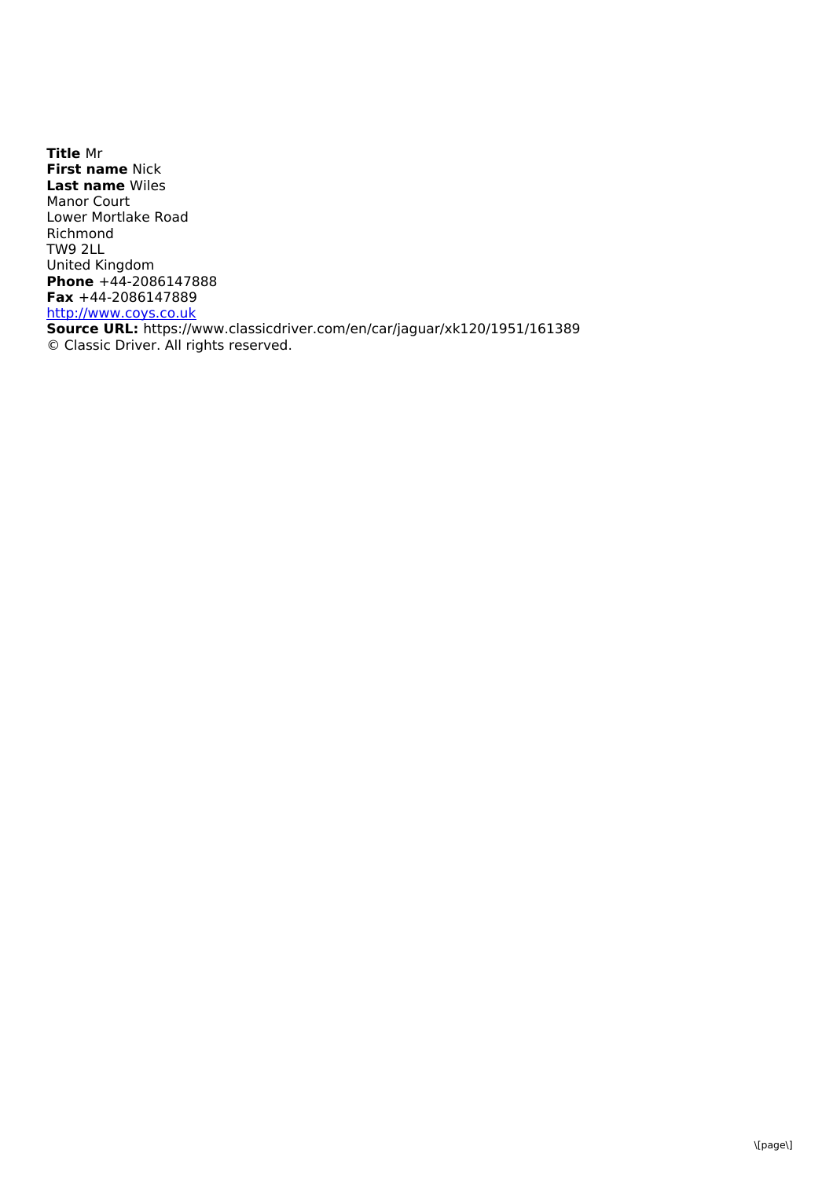**Title** Mr
**First name** Nick
**Last name** Wiles
Manor Court
Lower Mortlake Road
Richmond
TW9 2LL
United Kingdom
**Phone** +44-2086147888
**Fax** +44-2086147889
http://www.coys.co.uk
**Source URL:** https://www.classicdriver.com/en/car/jaguar/xk120/1951/161389
© Classic Driver. All rights reserved.